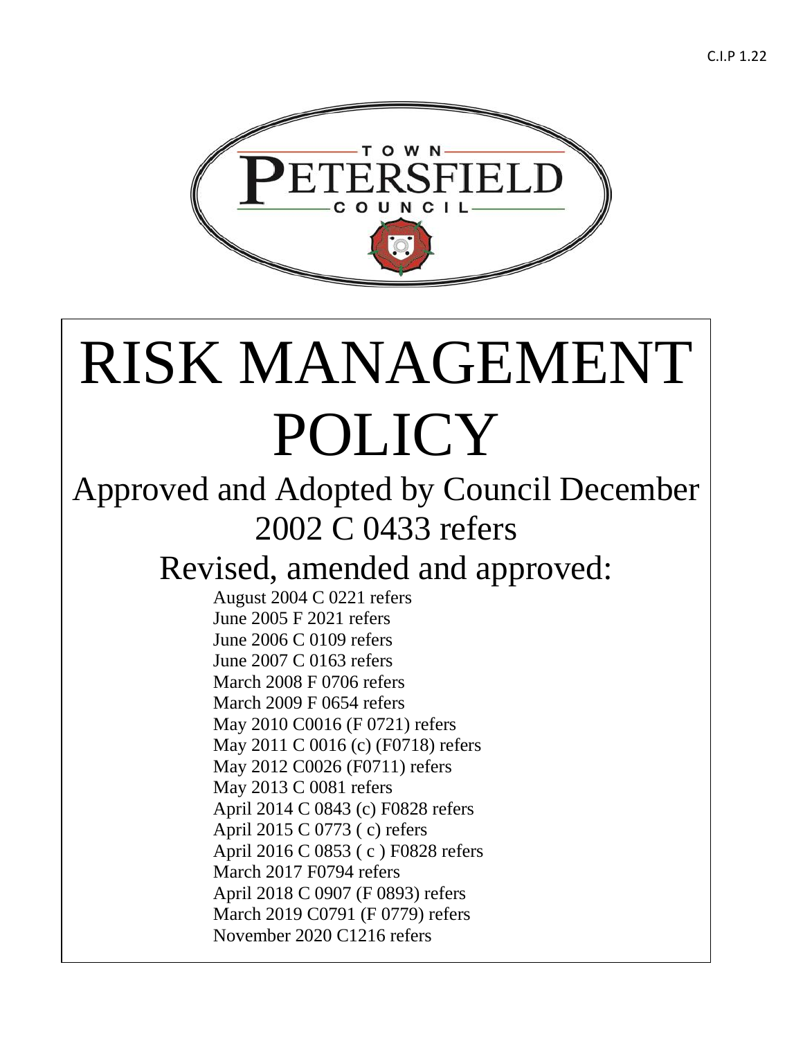C.I.P 1.22

TOWN PETERSFIELD COUNCIL

# RISK MANAGEMENT POLICY

## Approved and Adopted by Council December 2002 C 0433 refers

## Revised, amended and approved:

August 2004 C 0221 refers
June 2005 F 2021 refers
June 2006 C 0109 refers
June 2007 C 0163 refers
March 2008 F 0706 refers
March 2009 F 0654 refers
May 2010 C0016 (F 0721) refers
May 2011 C 0016 (c) (F0718) refers
May 2012 C0026 (F0711) refers
May 2013 C 0081 refers
April 2014 C 0843 (c) F0828 refers
April 2015 C 0773 ( c) refers
April 2016 C 0853 ( c ) F0828 refers
March 2017 F0794 refers
April 2018 C 0907 (F 0893) refers
March 2019 C0791 (F 0779) refers
November 2020 C1216 refers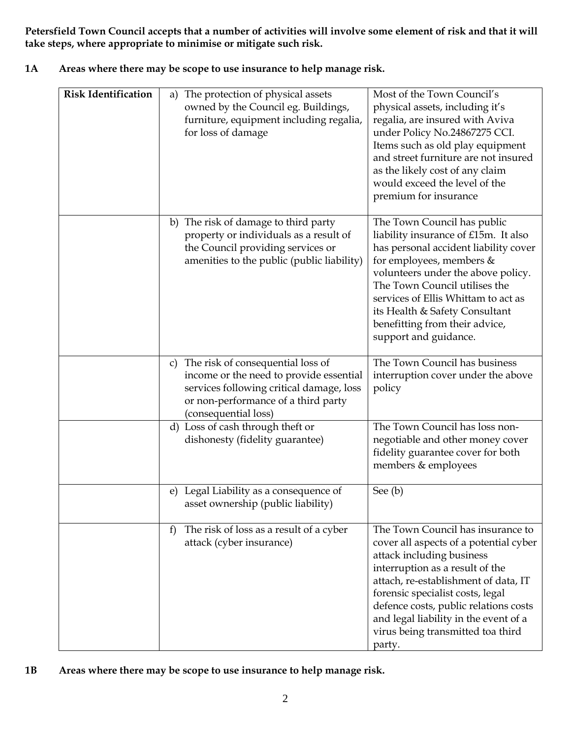**Petersfield Town Council accepts that a number of activities will involve some element of risk and that it will take steps, where appropriate to minimise or mitigate such risk.**

## 1A Areas where there may be scope to use insurance to help manage risk.

| **Risk Identification** | a) The protection of physical assets owned by the Council eg. Buildings, furniture, equipment including regalia, for loss of damage | Most of the Town Council's physical assets, including it's regalia, are insured with Aviva under Policy No.24867275 CCI. Items such as old play equipment and street furniture are not insured as the likely cost of any claim would exceed the level of the premium for insurance |
|---|---|---|
| | b) The risk of damage to third party property or individuals as a result of the Council providing services or amenities to the public (public liability) | The Town Council has public liability insurance of £15m. It also has personal accident liability cover for employees, members & volunteers under the above policy. The Town Council utilises the services of Ellis Whittam to act as its Health & Safety Consultant benefitting from their advice, support and guidance. |
| | c) The risk of consequential loss of income or the need to provide essential services following critical damage, loss or non-performance of a third party (consequential loss) | The Town Council has business interruption cover under the above policy |
| | d) Loss of cash through theft or dishonesty (fidelity guarantee) | The Town Council has loss non-negotiable and other money cover fidelity guarantee cover for both members & employees |
| | e) Legal Liability as a consequence of asset ownership (public liability) | See (b) |
| | f) The risk of loss as a result of a cyber attack (cyber insurance) | The Town Council has insurance to cover all aspects of a potential cyber attack including business interruption as a result of the attach, re-establishment of data, IT forensic specialist costs, legal defence costs, public relations costs and legal liability in the event of a virus being transmitted toa third party. |

## 1B Areas where there may be scope to use insurance to help manage risk.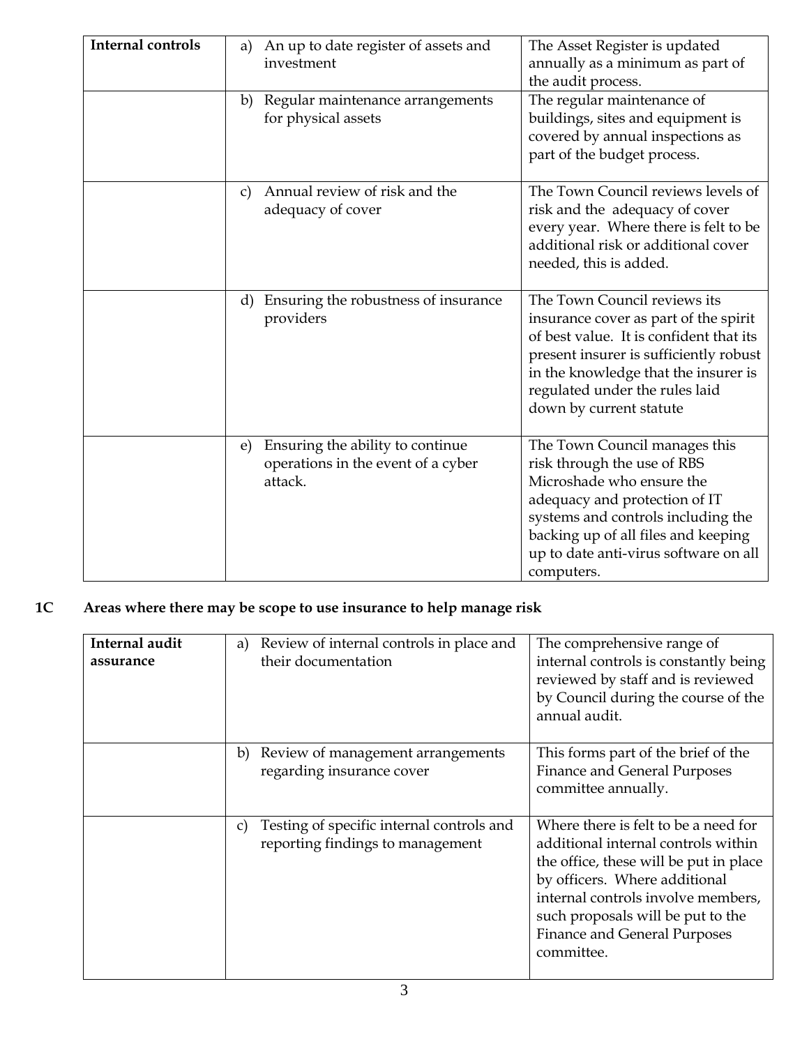| Internal controls | a) An up to date register of assets and investment | The Asset Register is updated annually as a minimum as part of the audit process. |
|---|---|---|
| | b) Regular maintenance arrangements for physical assets | The regular maintenance of buildings, sites and equipment is covered by annual inspections as part of the budget process. |
| | c) Annual review of risk and the adequacy of cover | The Town Council reviews levels of risk and the adequacy of cover every year. Where there is felt to be additional risk or additional cover needed, this is added. |
| | d) Ensuring the robustness of insurance providers | The Town Council reviews its insurance cover as part of the spirit of best value. It is confident that its present insurer is sufficiently robust in the knowledge that the insurer is regulated under the rules laid down by current statute |
| | e) Ensuring the ability to continue operations in the event of a cyber attack. | The Town Council manages this risk through the use of RBS Microshade who ensure the adequacy and protection of IT systems and controls including the backing up of all files and keeping up to date anti-virus software on all computers. |

**1C Areas where there may be scope to use insurance to help manage risk**

| Internal audit assurance | a) Review of internal controls in place and their documentation | The comprehensive range of internal controls is constantly being reviewed by staff and is reviewed by Council during the course of the annual audit. |
|---|---|---|
| | b) Review of management arrangements regarding insurance cover | This forms part of the brief of the Finance and General Purposes committee annually. |
| | c) Testing of specific internal controls and reporting findings to management | Where there is felt to be a need for additional internal controls within the office, these will be put in place by officers. Where additional internal controls involve members, such proposals will be put to the Finance and General Purposes committee. |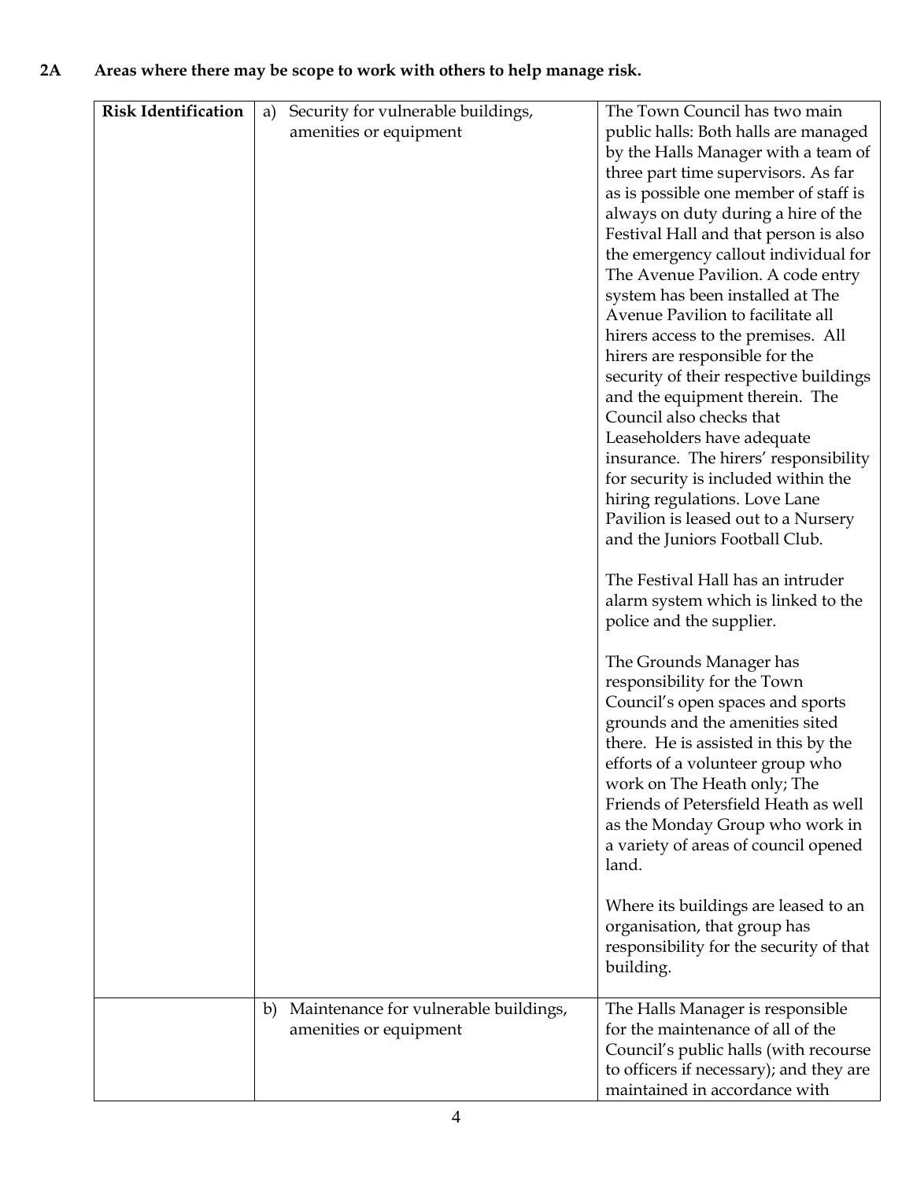## 2A Areas where there may be scope to work with others to help manage risk.

| | | |
|---|---|---|
| **Risk Identification** | a) Security for vulnerable buildings, amenities or equipment | The Town Council has two main public halls: Both halls are managed by the Halls Manager with a team of three part time supervisors. As far as is possible one member of staff is always on duty during a hire of the Festival Hall and that person is also the emergency callout individual for The Avenue Pavilion. A code entry system has been installed at The Avenue Pavilion to facilitate all hirers access to the premises. All hirers are responsible for the security of their respective buildings and the equipment therein. The Council also checks that Leaseholders have adequate insurance. The hirers' responsibility for security is included within the hiring regulations. Love Lane Pavilion is leased out to a Nursery and the Juniors Football Club.<br><br>The Festival Hall has an intruder alarm system which is linked to the police and the supplier.<br><br>The Grounds Manager has responsibility for the Town Council's open spaces and sports grounds and the amenities sited there. He is assisted in this by the efforts of a volunteer group who work on The Heath only; The Friends of Petersfield Heath as well as the Monday Group who work in a variety of areas of council opened land.<br><br>Where its buildings are leased to an organisation, that group has responsibility for the security of that building. |
| | b) Maintenance for vulnerable buildings, amenities or equipment | The Halls Manager is responsible for the maintenance of all of the Council's public halls (with recourse to officers if necessary); and they are maintained in accordance with |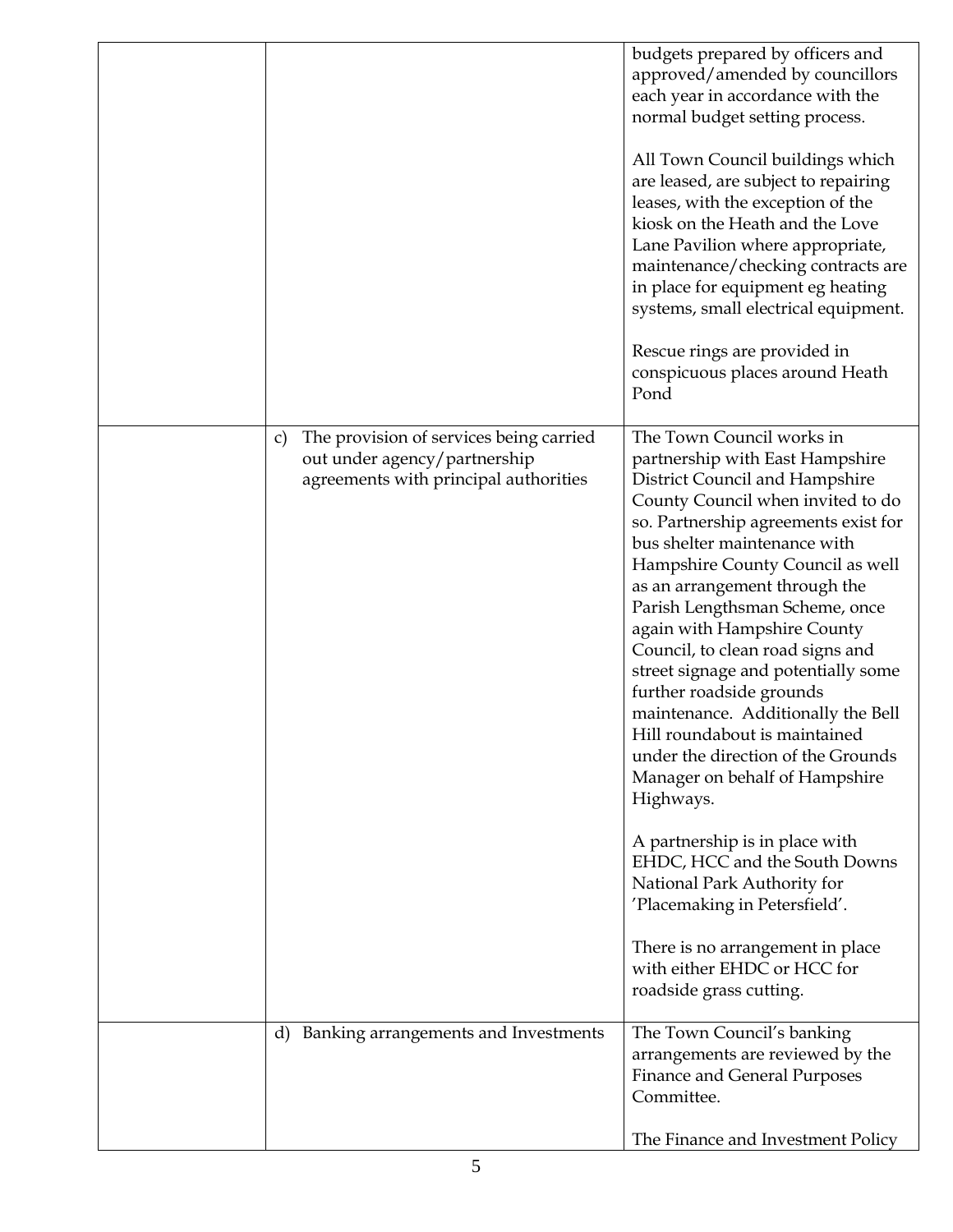| | | |
|---|---|---|
| | | budgets prepared by officers and approved/amended by councillors each year in accordance with the normal budget setting process.<br><br>All Town Council buildings which are leased, are subject to repairing leases, with the exception of the kiosk on the Heath and the Love Lane Pavilion where appropriate, maintenance/checking contracts are in place for equipment eg heating systems, small electrical equipment.<br><br>Rescue rings are provided in conspicuous places around Heath Pond |
| | c) The provision of services being carried out under agency/partnership agreements with principal authorities | The Town Council works in partnership with East Hampshire District Council and Hampshire County Council when invited to do so. Partnership agreements exist for bus shelter maintenance with Hampshire County Council as well as an arrangement through the Parish Lengthsman Scheme, once again with Hampshire County Council, to clean road signs and street signage and potentially some further roadside grounds maintenance. Additionally the Bell Hill roundabout is maintained under the direction of the Grounds Manager on behalf of Hampshire Highways.<br><br>A partnership is in place with EHDC, HCC and the South Downs National Park Authority for 'Placemaking in Petersfield'.<br><br>There is no arrangement in place with either EHDC or HCC for roadside grass cutting. |
| | d) Banking arrangements and Investments | The Town Council's banking arrangements are reviewed by the Finance and General Purposes Committee.<br><br>The Finance and Investment Policy |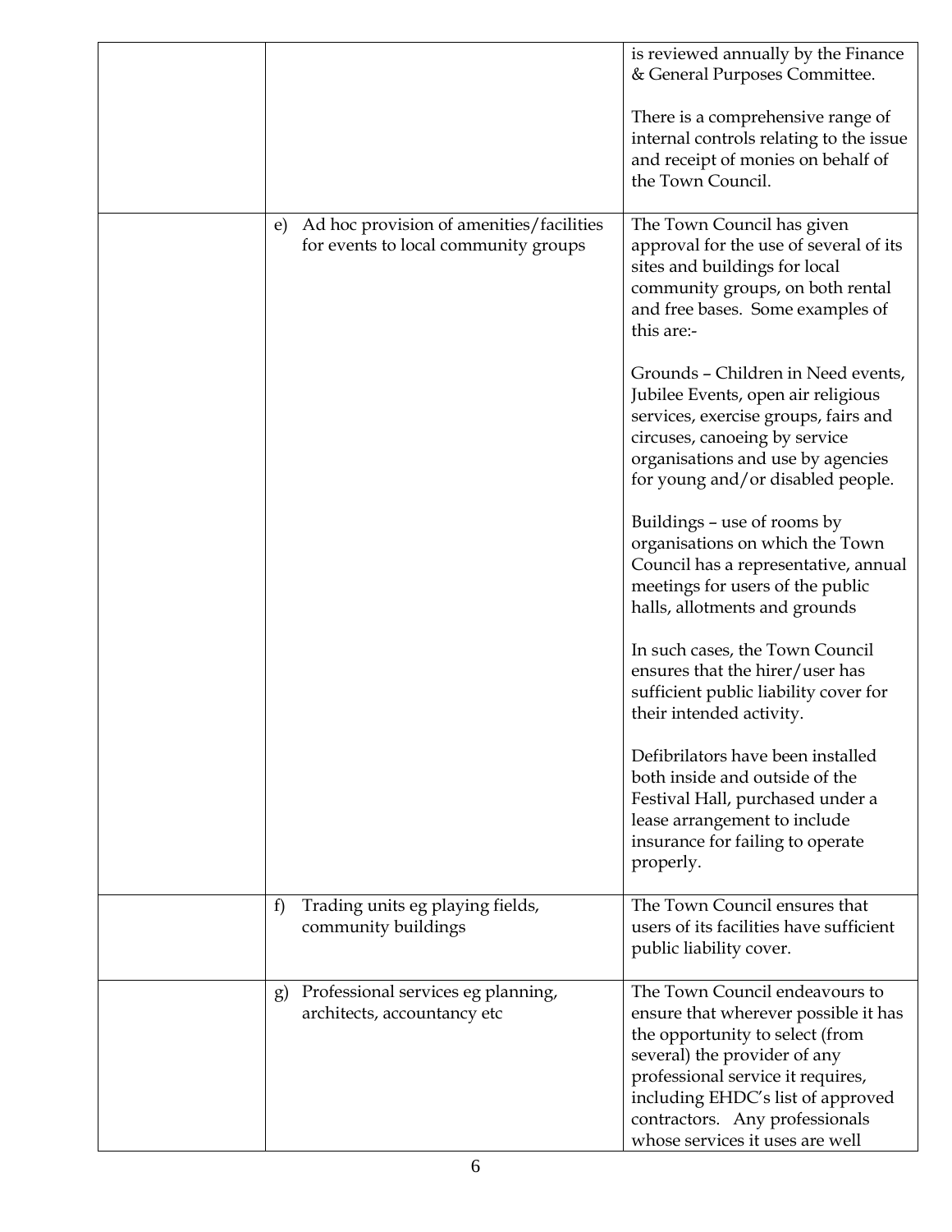| | | |
|---|---|---|
| | | is reviewed annually by the Finance & General Purposes Committee.<br><br>There is a comprehensive range of internal controls relating to the issue and receipt of monies on behalf of the Town Council. |
| | e) Ad hoc provision of amenities/facilities for events to local community groups | The Town Council has given approval for the use of several of its sites and buildings for local community groups, on both rental and free bases. Some examples of this are:-<br><br>Grounds – Children in Need events, Jubilee Events, open air religious services, exercise groups, fairs and circuses, canoeing by service organisations and use by agencies for young and/or disabled people.<br><br>Buildings – use of rooms by organisations on which the Town Council has a representative, annual meetings for users of the public halls, allotments and grounds<br><br>In such cases, the Town Council ensures that the hirer/user has sufficient public liability cover for their intended activity.<br><br>Defibrilators have been installed both inside and outside of the Festival Hall, purchased under a lease arrangement to include insurance for failing to operate properly. |
| | f) Trading units eg playing fields, community buildings | The Town Council ensures that users of its facilities have sufficient public liability cover. |
| | g) Professional services eg planning, architects, accountancy etc | The Town Council endeavours to ensure that wherever possible it has the opportunity to select (from several) the provider of any professional service it requires, including EHDC's list of approved contractors. Any professionals whose services it uses are well |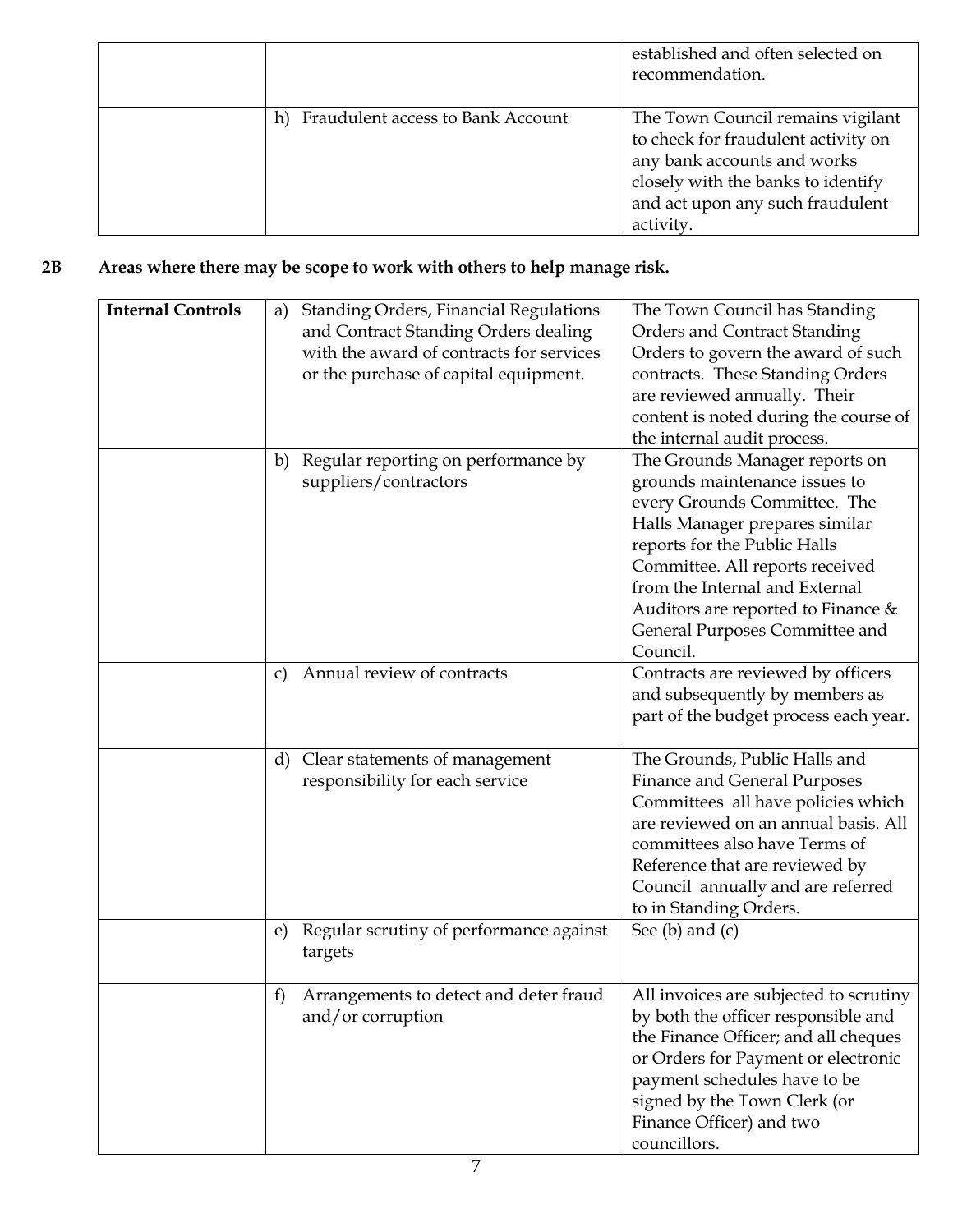| | | |
|---|---|---|
| | | established and often selected on recommendation. |
| | h) Fraudulent access to Bank Account | The Town Council remains vigilant to check for fraudulent activity on any bank accounts and works closely with the banks to identify and act upon any such fraudulent activity. |

**2B Areas where there may be scope to work with others to help manage risk.**

| | | |
|---|---|---|
| **Internal Controls** | a) Standing Orders, Financial Regulations and Contract Standing Orders dealing with the award of contracts for services or the purchase of capital equipment. | The Town Council has Standing Orders and Contract Standing Orders to govern the award of such contracts. These Standing Orders are reviewed annually. Their content is noted during the course of the internal audit process. |
| | b) Regular reporting on performance by suppliers/contractors | The Grounds Manager reports on grounds maintenance issues to every Grounds Committee. The Halls Manager prepares similar reports for the Public Halls Committee. All reports received from the Internal and External Auditors are reported to Finance & General Purposes Committee and Council. |
| | c) Annual review of contracts | Contracts are reviewed by officers and subsequently by members as part of the budget process each year. |
| | d) Clear statements of management responsibility for each service | The Grounds, Public Halls and Finance and General Purposes Committees all have policies which are reviewed on an annual basis. All committees also have Terms of Reference that are reviewed by Council annually and are referred to in Standing Orders. |
| | e) Regular scrutiny of performance against targets | See (b) and (c) |
| | f) Arrangements to detect and deter fraud and/or corruption | All invoices are subjected to scrutiny by both the officer responsible and the Finance Officer; and all cheques or Orders for Payment or electronic payment schedules have to be signed by the Town Clerk (or Finance Officer) and two councillors. |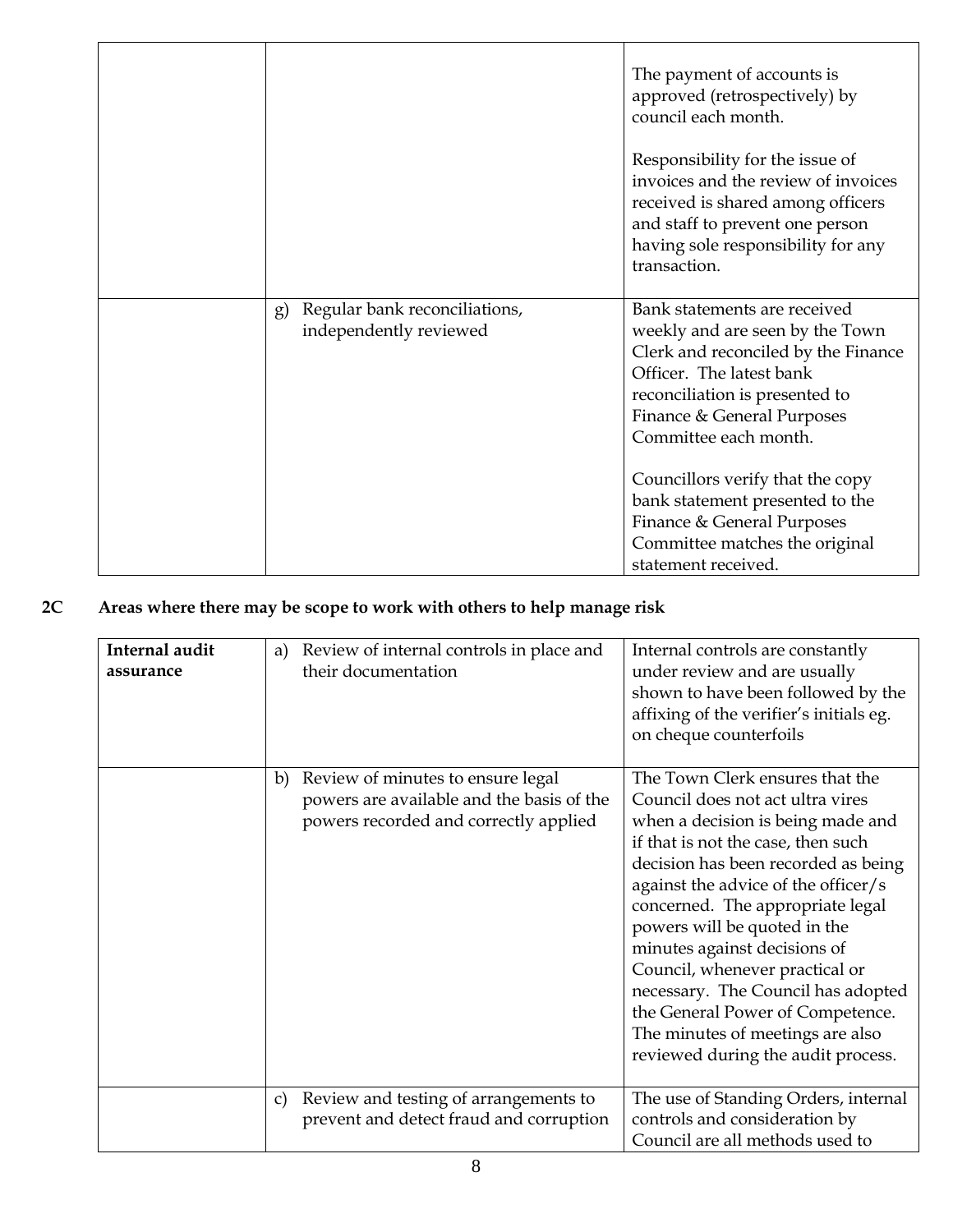| | | |
|---|---|---|
| | | The payment of accounts is approved (retrospectively) by council each month.<br><br>Responsibility for the issue of invoices and the review of invoices received is shared among officers and staff to prevent one person having sole responsibility for any transaction. |
| | g) Regular bank reconciliations, independently reviewed | Bank statements are received weekly and are seen by the Town Clerk and reconciled by the Finance Officer. The latest bank reconciliation is presented to Finance & General Purposes Committee each month.<br><br>Councillors verify that the copy bank statement presented to the Finance & General Purposes Committee matches the original statement received. |

## 2C Areas where there may be scope to work with others to help manage risk

| | | |
|---|---|---|
| **Internal audit assurance** | a) Review of internal controls in place and their documentation | Internal controls are constantly under review and are usually shown to have been followed by the affixing of the verifier's initials eg. on cheque counterfoils |
| | b) Review of minutes to ensure legal powers are available and the basis of the powers recorded and correctly applied | The Town Clerk ensures that the Council does not act ultra vires when a decision is being made and if that is not the case, then such decision has been recorded as being against the advice of the officer/s concerned. The appropriate legal powers will be quoted in the minutes against decisions of Council, whenever practical or necessary. The Council has adopted the General Power of Competence. The minutes of meetings are also reviewed during the audit process. |
| | c) Review and testing of arrangements to prevent and detect fraud and corruption | The use of Standing Orders, internal controls and consideration by Council are all methods used to |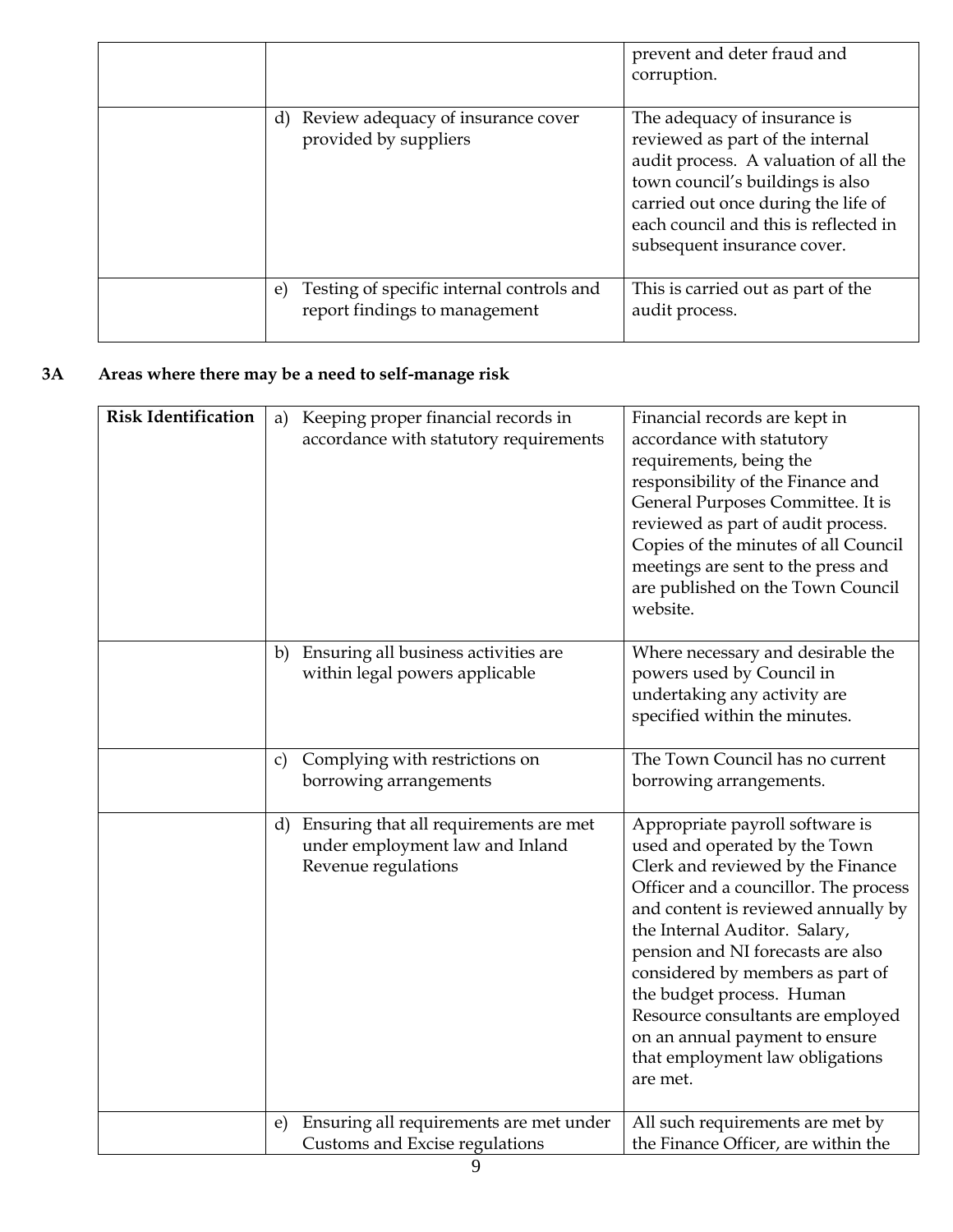| | | |
|---|---|---|
| | | prevent and deter fraud and corruption. |
| | d) Review adequacy of insurance cover provided by suppliers | The adequacy of insurance is reviewed as part of the internal audit process. A valuation of all the town council's buildings is also carried out once during the life of each council and this is reflected in subsequent insurance cover. |
| | e) Testing of specific internal controls and report findings to management | This is carried out as part of the audit process. |

## 3A Areas where there may be a need to self-manage risk

| **Risk Identification** | a) Keeping proper financial records in accordance with statutory requirements | Financial records are kept in accordance with statutory requirements, being the responsibility of the Finance and General Purposes Committee. It is reviewed as part of audit process. Copies of the minutes of all Council meetings are sent to the press and are published on the Town Council website. |
|---|---|---|
| | b) Ensuring all business activities are within legal powers applicable | Where necessary and desirable the powers used by Council in undertaking any activity are specified within the minutes. |
| | c) Complying with restrictions on borrowing arrangements | The Town Council has no current borrowing arrangements. |
| | d) Ensuring that all requirements are met under employment law and Inland Revenue regulations | Appropriate payroll software is used and operated by the Town Clerk and reviewed by the Finance Officer and a councillor. The process and content is reviewed annually by the Internal Auditor. Salary, pension and NI forecasts are also considered by members as part of the budget process. Human Resource consultants are employed on an annual payment to ensure that employment law obligations are met. |
| | e) Ensuring all requirements are met under Customs and Excise regulations | All such requirements are met by the Finance Officer, are within the |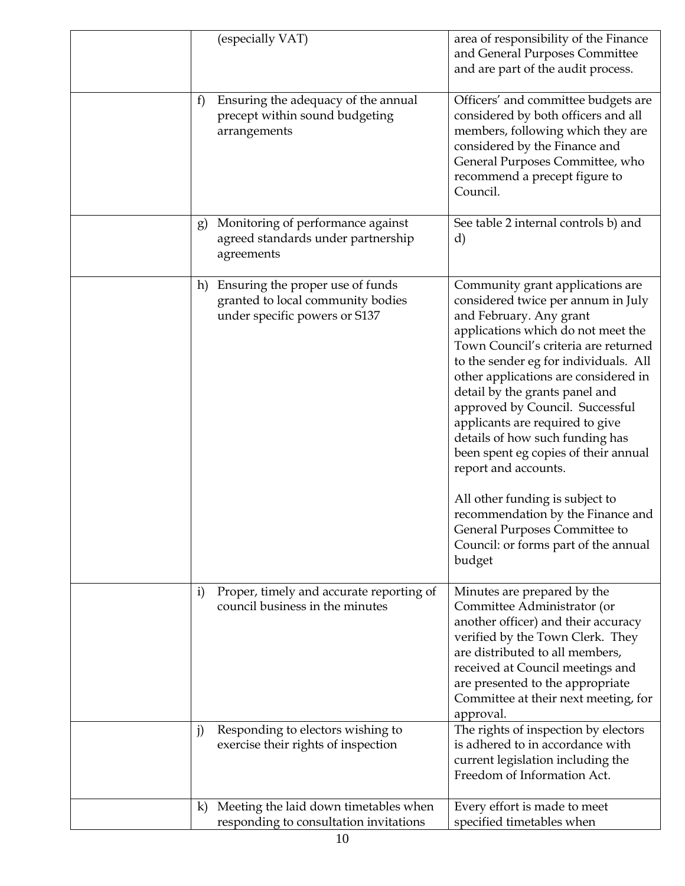| | | |
|---|---|---|
| | (especially VAT) | area of responsibility of the Finance and General Purposes Committee and are part of the audit process. |
| | f) Ensuring the adequacy of the annual precept within sound budgeting arrangements | Officers' and committee budgets are considered by both officers and all members, following which they are considered by the Finance and General Purposes Committee, who recommend a precept figure to Council. |
| | g) Monitoring of performance against agreed standards under partnership agreements | See table 2 internal controls b) and d) |
| | h) Ensuring the proper use of funds granted to local community bodies under specific powers or S137 | Community grant applications are considered twice per annum in July and February. Any grant applications which do not meet the Town Council's criteria are returned to the sender eg for individuals. All other applications are considered in detail by the grants panel and approved by Council. Successful applicants are required to give details of how such funding has been spent eg copies of their annual report and accounts.<br><br>All other funding is subject to recommendation by the Finance and General Purposes Committee to Council: or forms part of the annual budget |
| | i) Proper, timely and accurate reporting of council business in the minutes | Minutes are prepared by the Committee Administrator (or another officer) and their accuracy verified by the Town Clerk. They are distributed to all members, received at Council meetings and are presented to the appropriate Committee at their next meeting, for approval. |
| | j) Responding to electors wishing to exercise their rights of inspection | The rights of inspection by electors is adhered to in accordance with current legislation including the Freedom of Information Act. |
| | k) Meeting the laid down timetables when responding to consultation invitations | Every effort is made to meet specified timetables when |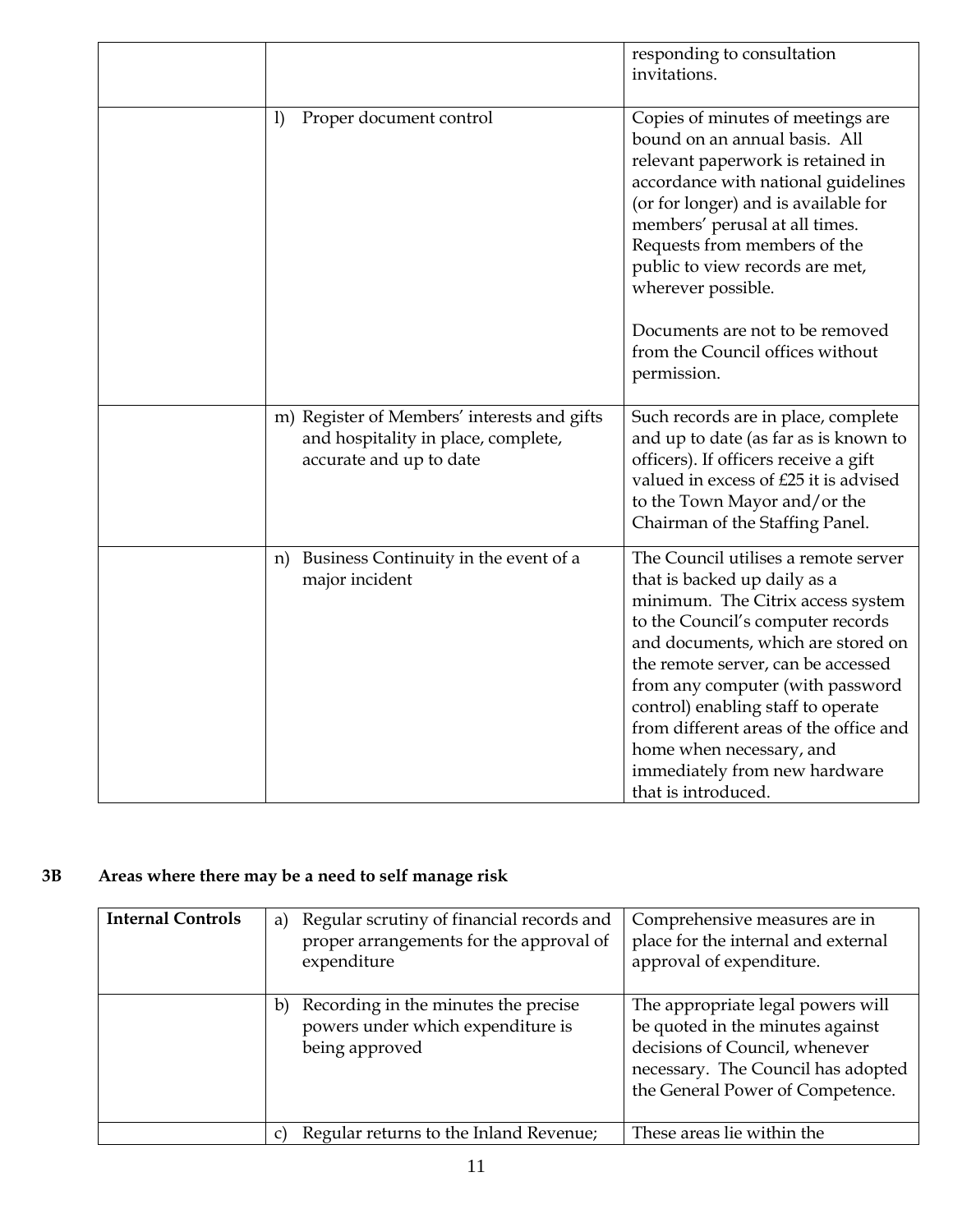| | | |
|---|---|---|
| | | responding to consultation invitations. |
| | l) Proper document control | Copies of minutes of meetings are bound on an annual basis. All relevant paperwork is retained in accordance with national guidelines (or for longer) and is available for members' perusal at all times. Requests from members of the public to view records are met, wherever possible.<br><br>Documents are not to be removed from the Council offices without permission. |
| | m) Register of Members' interests and gifts and hospitality in place, complete, accurate and up to date | Such records are in place, complete and up to date (as far as is known to officers). If officers receive a gift valued in excess of £25 it is advised to the Town Mayor and/or the Chairman of the Staffing Panel. |
| | n) Business Continuity in the event of a major incident | The Council utilises a remote server that is backed up daily as a minimum. The Citrix access system to the Council's computer records and documents, which are stored on the remote server, can be accessed from any computer (with password control) enabling staff to operate from different areas of the office and home when necessary, and immediately from new hardware that is introduced. |

## 3B Areas where there may be a need to self manage risk

| | | |
|---|---|---|
| **Internal Controls** | a) Regular scrutiny of financial records and proper arrangements for the approval of expenditure | Comprehensive measures are in place for the internal and external approval of expenditure. |
| | b) Recording in the minutes the precise powers under which expenditure is being approved | The appropriate legal powers will be quoted in the minutes against decisions of Council, whenever necessary. The Council has adopted the General Power of Competence. |
| | c) Regular returns to the Inland Revenue; | These areas lie within the |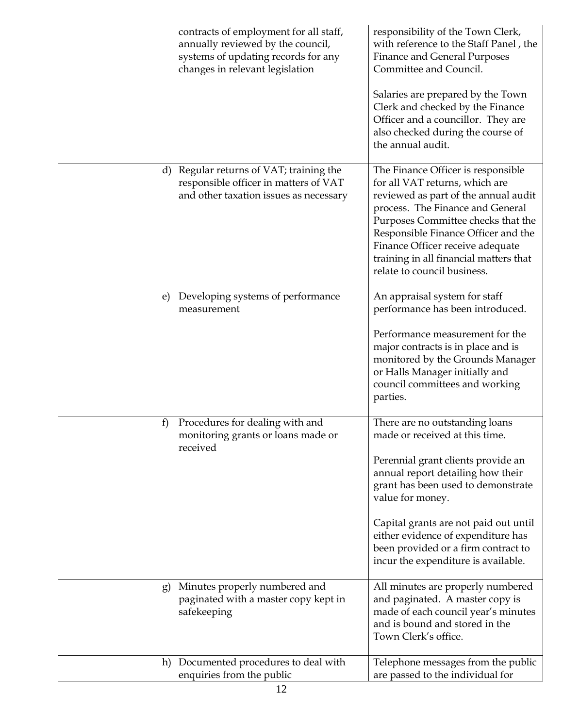| | | |
|---|---|---|
| | contracts of employment for all staff, annually reviewed by the council, systems of updating records for any changes in relevant legislation | responsibility of the Town Clerk, with reference to the Staff Panel , the Finance and General Purposes Committee and Council.<br><br>Salaries are prepared by the Town Clerk and checked by the Finance Officer and a councillor. They are also checked during the course of the annual audit. |
| | d) Regular returns of VAT; training the responsible officer in matters of VAT and other taxation issues as necessary | The Finance Officer is responsible for all VAT returns, which are reviewed as part of the annual audit process. The Finance and General Purposes Committee checks that the Responsible Finance Officer and the Finance Officer receive adequate training in all financial matters that relate to council business. |
| | e) Developing systems of performance measurement | An appraisal system for staff performance has been introduced.<br><br>Performance measurement for the major contracts is in place and is monitored by the Grounds Manager or Halls Manager initially and council committees and working parties. |
| | f) Procedures for dealing with and monitoring grants or loans made or received | There are no outstanding loans made or received at this time.<br><br>Perennial grant clients provide an annual report detailing how their grant has been used to demonstrate value for money.<br><br>Capital grants are not paid out until either evidence of expenditure has been provided or a firm contract to incur the expenditure is available. |
| | g) Minutes properly numbered and paginated with a master copy kept in safekeeping | All minutes are properly numbered and paginated. A master copy is made of each council year's minutes and is bound and stored in the Town Clerk's office. |
| | h) Documented procedures to deal with enquiries from the public | Telephone messages from the public are passed to the individual for |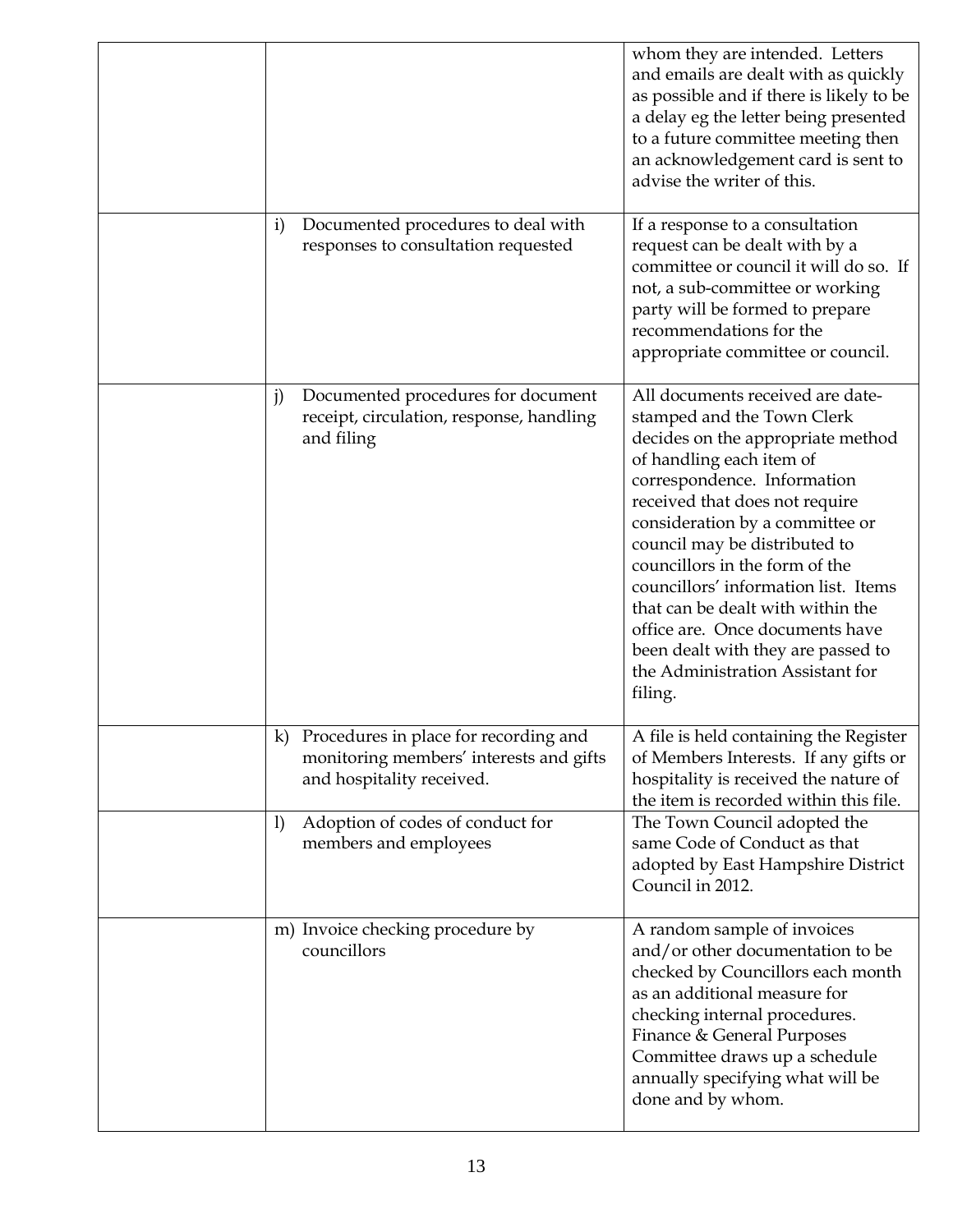| | | |
|---|---|---|
| | | whom they are intended. Letters and emails are dealt with as quickly as possible and if there is likely to be a delay eg the letter being presented to a future committee meeting then an acknowledgement card is sent to advise the writer of this. |
| | i) Documented procedures to deal with responses to consultation requested | If a response to a consultation request can be dealt with by a committee or council it will do so. If not, a sub-committee or working party will be formed to prepare recommendations for the appropriate committee or council. |
| | j) Documented procedures for document receipt, circulation, response, handling and filing | All documents received are date-stamped and the Town Clerk decides on the appropriate method of handling each item of correspondence. Information received that does not require consideration by a committee or council may be distributed to councillors in the form of the councillors' information list. Items that can be dealt with within the office are. Once documents have been dealt with they are passed to the Administration Assistant for filing. |
| | k) Procedures in place for recording and monitoring members' interests and gifts and hospitality received. | A file is held containing the Register of Members Interests. If any gifts or hospitality is received the nature of the item is recorded within this file. |
| | l) Adoption of codes of conduct for members and employees | The Town Council adopted the same Code of Conduct as that adopted by East Hampshire District Council in 2012. |
| | m) Invoice checking procedure by councillors | A random sample of invoices and/or other documentation to be checked by Councillors each month as an additional measure for checking internal procedures. Finance & General Purposes Committee draws up a schedule annually specifying what will be done and by whom. |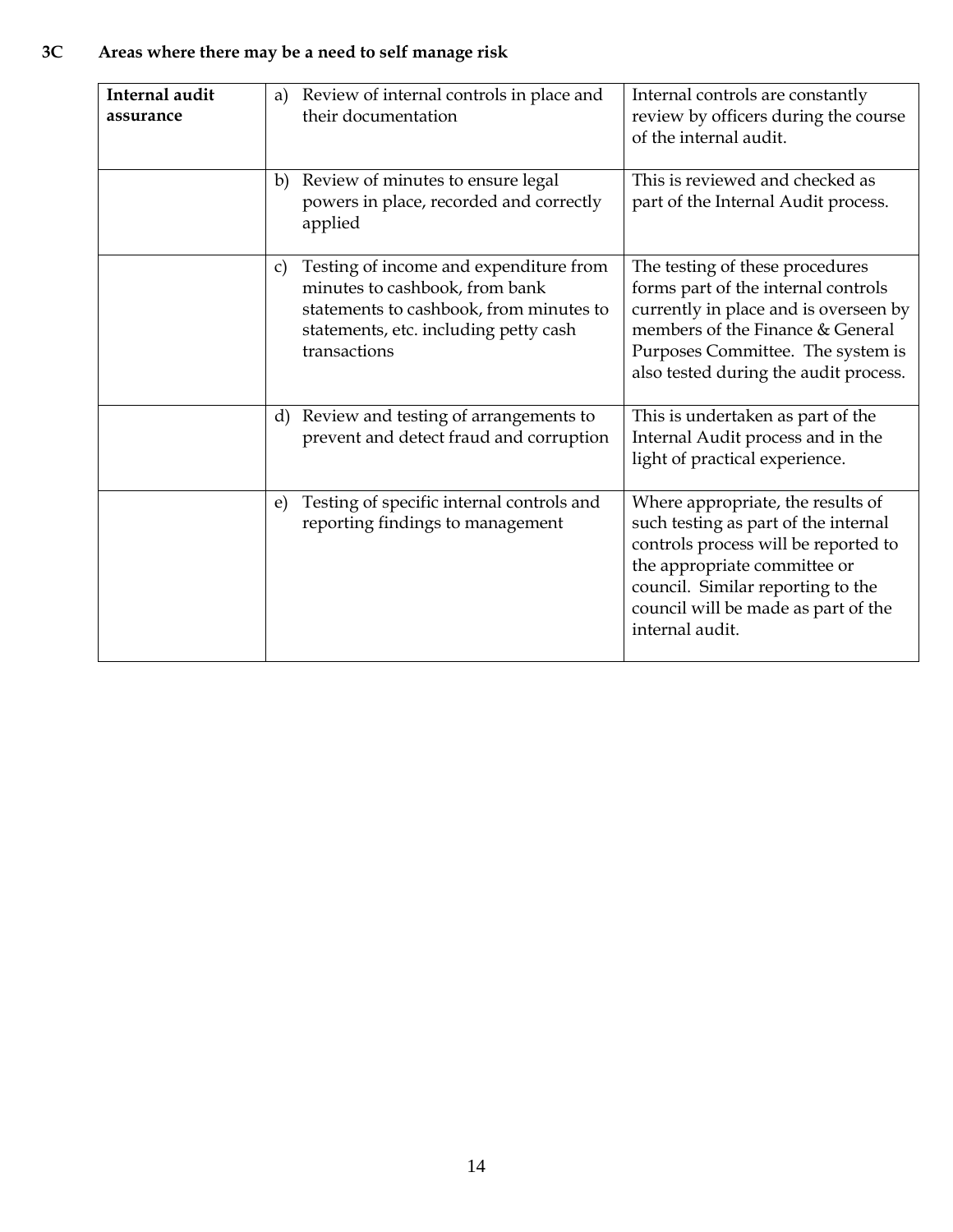### 3C Areas where there may be a need to self manage risk

| | | |
|---|---|---|
| **Internal audit assurance** | a) Review of internal controls in place and their documentation | Internal controls are constantly review by officers during the course of the internal audit. |
| | b) Review of minutes to ensure legal powers in place, recorded and correctly applied | This is reviewed and checked as part of the Internal Audit process. |
| | c) Testing of income and expenditure from minutes to cashbook, from bank statements to cashbook, from minutes to statements, etc. including petty cash transactions | The testing of these procedures forms part of the internal controls currently in place and is overseen by members of the Finance & General Purposes Committee. The system is also tested during the audit process. |
| | d) Review and testing of arrangements to prevent and detect fraud and corruption | This is undertaken as part of the Internal Audit process and in the light of practical experience. |
| | e) Testing of specific internal controls and reporting findings to management | Where appropriate, the results of such testing as part of the internal controls process will be reported to the appropriate committee or council. Similar reporting to the council will be made as part of the internal audit. |